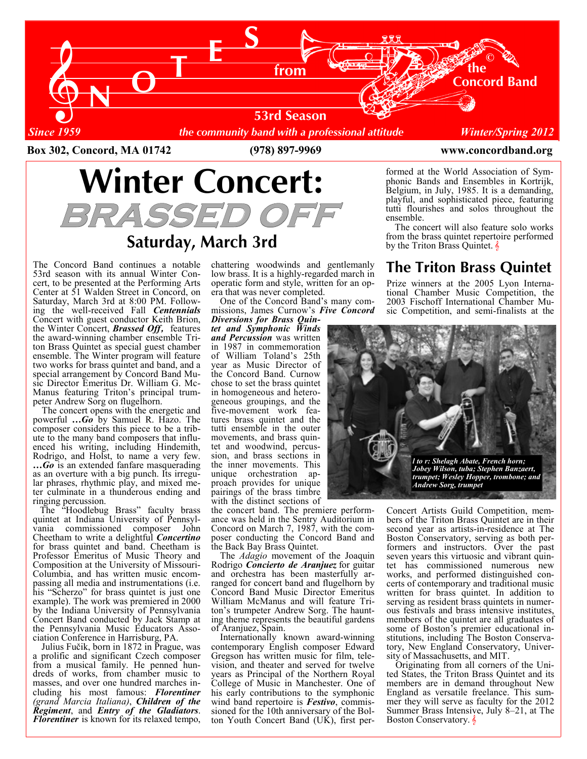# NOTES from the Concord Band

**53rd Season**

*Since 1959* — *the community band with a professional attitude* — *Winter/Spring 2012*

**Box 302, Concord, MA 01742** — **(978) 897-9969** — **www.concordband.org**

# Winter Concert: BRASSED OFF

## Saturday, March 3rd

The Concord Band continues a notable 53rd season with its annual Winter Concert, to be presented at the Performing Arts Center at 51 Walden Street in Concord, on Saturday, March 3rd at 8:00 PM. Following the well-received Fall ***Centennials*** Concert with guest conductor Keith Brion, the Winter Concert, ***Brassed Off***, features the award-winning chamber ensemble Triton Brass Quintet as special guest chamber ensemble. The Winter program will feature two works for brass quintet and band, and a special arrangement by Concord Band Music Director Emeritus Dr. William G. McManus featuring Triton's principal trumpeter Andrew Sorg on flugelhorn.

The concert opens with the energetic and powerful ***…Go*** by Samuel R. Hazo. The composer considers this piece to be a tribute to the many band composers that influenced his writing, including Hindemith, Rodrigo, and Holst, to name a very few. ***…Go*** is an extended fanfare masquerading as an overture with a big punch. Its irregular phrases, rhythmic play, and mixed meter culminate in a thunderous ending and ringing percussion.

The "Hoodlebug Brass" faculty brass quintet at Indiana University of Pennsylvania commissioned composer John Cheetham to write a delightful ***Concertino*** for brass quintet and band. Cheetham is Professor Emeritus of Music Theory and Composition at the University of Missouri-Columbia, and has written music encompassing all media and instrumentations (i.e. his "Scherzo" for brass quintet is just one example). The work was premiered in 2000 by the Indiana University of Pennsylvania Concert Band conducted by Jack Stamp at the Pennsylvania Music Educators Association Conference in Harrisburg, PA.

Julius Fučik, born in 1872 in Prague, was a prolific and significant Czech composer from a musical family. He penned hundreds of works, from chamber music to masses, and over one hundred marches including his most famous: ***Florentiner*** *(grand Marcia Italiana)*, ***Children of the Regiment***, and ***Entry of the Gladiators***. ***Florentiner*** is known for its relaxed tempo, chattering woodwinds and gentlemanly low brass. It is a highly-regarded march in operatic form and style, written for an opera that was never completed.

One of the Concord Band's many commissions, James Curnow's ***Five Concord Diversions for Brass Quintet and Symphonic Winds and Percussion*** was written in 1987 in commemoration of William Toland's 25th year as Music Director of the Concord Band. Curnow chose to set the brass quintet in homogeneous and heterogeneous groupings, and the five-movement work features brass quintet and the tutti ensemble in the outer movements, and brass quintet and woodwind, percussion, and brass sections in the inner movements. This unique orchestration approach provides for unique pairings of the brass timbre with the distinct sections of the concert band. The premiere performance was held in the Sentry Auditorium in Concord on March 7, 1987, with the composer conducting the Concord Band and the Back Bay Brass Quintet.

The *Adagio* movement of the Joaquin Rodrigo ***Concierto de Aranjuez*** for guitar and orchestra has been masterfully arranged for concert band and flugelhorn by Concord Band Music Director Emeritus William McManus and will feature Triton's trumpeter Andrew Sorg. The haunting theme represents the beautiful gardens of Aranjuez, Spain.

Internationally known award-winning contemporary English composer Edward Gregson has written music for film, television, and theater and served for twelve years as Principal of the Northern Royal College of Music in Manchester. One of his early contributions to the symphonic wind band repertoire is ***Festivo***, commissioned for the 10th anniversary of the Bolton Youth Concert Band (UK), first performed at the World Association of Symphonic Bands and Ensembles in Kortrijk, Belgium, in July, 1985. It is a demanding, playful, and sophisticated piece, featuring tutti flourishes and solos throughout the ensemble.

The concert will also feature solo works from the brass quintet repertoire performed by the Triton Brass Quintet.

## The Triton Brass Quintet

Prize winners at the 2005 Lyon International Chamber Music Competition, the 2003 Fischoff International Chamber Music Competition, and semi-finalists at the Concert Artists Guild Competition, members of the Triton Brass Quintet are in their second year as artists-in-residence at The Boston Conservatory, serving as both performers and instructors. Over the past seven years this virtuosic and vibrant quintet has commissioned numerous new works, and performed distinguished concerts of contemporary and traditional music written for brass quintet. In addition to serving as resident brass quintets in numerous festivals and brass intensive institutes, members of the quintet are all graduates of some of Boston's premier educational institutions, including The Boston Conservatory, New England Conservatory, University of Massachusetts, and MIT.

*l to r: Shelagh Abate, French horn; Jobey Wilson, tuba; Stephen Banzaert, trumpet; Wesley Hopper, trombone; and Andrew Sorg, trumpet*

Originating from all corners of the United States, the Triton Brass Quintet and its members are in demand throughout New England as versatile freelance. This summer they will serve as faculty for the 2012 Summer Brass Intensive, July 8–21, at The Boston Conservatory.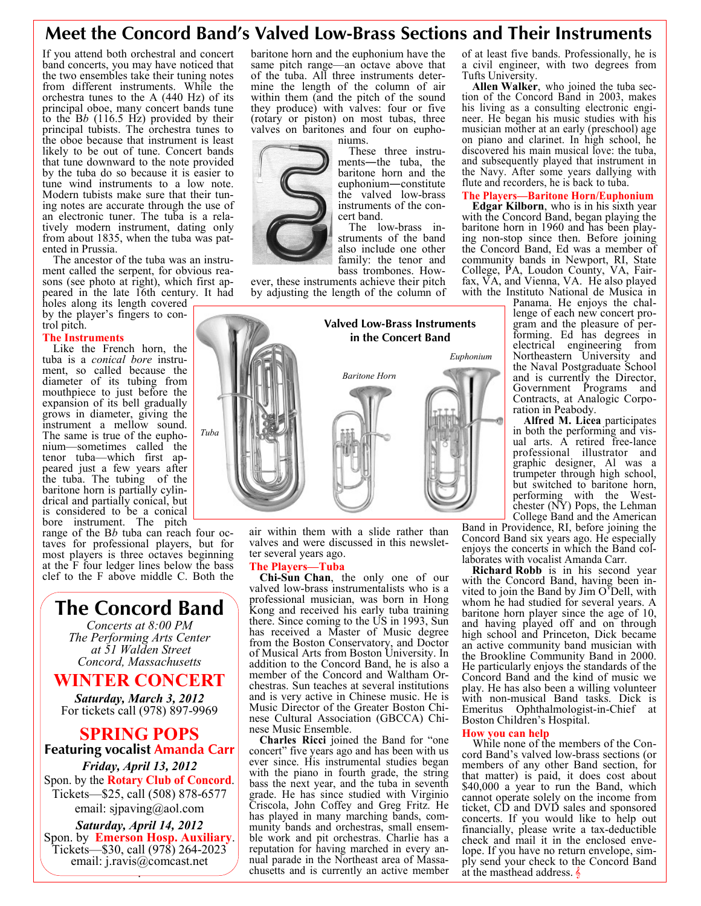# Meet the Concord Band's Valved Low-Brass Sections and Their Instruments

If you attend both orchestral and concert band concerts, you may have noticed that the two ensembles take their tuning notes from different instruments. While the orchestra tunes to the A (440 Hz) of its principal oboe, many concert bands tune to the B*b* (116.5 Hz) provided by their principal tubists. The orchestra tunes to the oboe because that instrument is least likely to be out of tune. Concert bands that tune downward to the note provided by the tuba do so because it is easier to tune wind instruments to a low note. Modern tubists make sure that their tuning notes are accurate through the use of an electronic tuner. The tuba is a relatively modern instrument, dating only from about 1835, when the tuba was patented in Prussia.

The ancestor of the tuba was an instrument called the serpent, for obvious reasons (see photo at right), which first appeared in the late 16th century. It had holes along its length covered by the player's fingers to control pitch.

### The Instruments

Like the French horn, the tuba is a *conical bore* instrument, so called because the diameter of its tubing from mouthpiece to just before the expansion of its bell gradually grows in diameter, giving the instrument a mellow sound. The same is true of the euphonium—sometimes called the tenor tuba—which first appeared just a few years after the tuba. The tubing of the baritone horn is partially cylindrical and partially conical, but is considered to be a conical bore instrument. The pitch range of the B*b* tuba can reach four octaves for professional players, but for most players is three octaves beginning at the F four ledger lines below the bass clef to the F above middle C. Both the baritone horn and the euphonium have the same pitch range—an octave above that of the tuba. All three instruments determine the length of the column of air within them (and the pitch of the sound they produce) with valves: four or five (rotary or piston) on most tubas, three valves on baritones and four on euphoniums.

These three instruments—the tuba, the baritone horn and the euphonium—constitute the valved low-brass instruments of the concert band.

The low-brass instruments of the band also include one other family: the tenor and bass trombones. However, these instruments achieve their pitch by adjusting the length of the column of air within them with a slide rather than valves and were discussed in this newsletter several years ago.

**Valved Low-Brass Instruments in the Concert Band**

*Tuba*

*Baritone Horn*

*Euphonium*

### The Players—Tuba

**Chi-Sun Chan**, the only one of our valved low-brass instrumentalists who is a professional musician, was born in Hong Kong and received his early tuba training there. Since coming to the US in 1993, Sun has received a Master of Music degree from the Boston Conservatory, and Doctor of Musical Arts from Boston University. In addition to the Concord Band, he is also a member of the Concord and Waltham Orchestras. Sun teaches at several institutions and is very active in Chinese music. He is Music Director of the Greater Boston Chinese Cultural Association (GBCCA) Chinese Music Ensemble.

**Charles Ricci** joined the Band for "one concert" five years ago and has been with us ever since. His instrumental studies began with the piano in fourth grade, the string bass the next year, and the tuba in seventh grade. He has since studied with Virginio Criscola, John Coffey and Greg Fritz. He has played in many marching bands, community bands and orchestras, small ensemble work and pit orchestras. Charlie has a reputation for having marched in every annual parade in the Northeast area of Massachusetts and is currently an active member of at least five bands. Professionally, he is a civil engineer, with two degrees from Tufts University.

**Allen Walker**, who joined the tuba section of the Concord Band in 2003, makes his living as a consulting electronic engineer. He began his music studies with his musician mother at an early (preschool) age on piano and clarinet. In high school, he discovered his main musical love: the tuba, and subsequently played that instrument in the Navy. After some years dallying with flute and recorders, he is back to tuba.

### The Players—Baritone Horn/Euphonium

**Edgar Kilborn**, who is in his sixth year with the Concord Band, began playing the baritone horn in 1960 and has been playing non-stop since then. Before joining the Concord Band, Ed was a member of community bands in Newport, RI, State College, PA, Loudon County, VA, Fairfax, VA, and Vienna, VA. He also played with the Instituto National de Musica in Panama. He enjoys the challenge of each new concert program and the pleasure of performing. Ed has degrees in electrical engineering from Northeastern University and the Naval Postgraduate School and is currently the Director, Government Programs and Contracts, at Analogic Corporation in Peabody.

**Alfred M. Licea** participates in both the performing and visual arts. A retired free-lance professional illustrator and graphic designer, Al was a trumpeter through high school, but switched to baritone horn, performing with the Westchester (NY) Pops, the Lehman College Band and the American Band in Providence, RI, before joining the Concord Band six years ago. He especially enjoys the concerts in which the Band collaborates with vocalist Amanda Carr.

**Richard Robb** is in his second year with the Concord Band, having been invited to join the Band by Jim O'Dell, with whom he had studied for several years. A baritone horn player since the age of 10, and having played off and on through high school and Princeton, Dick became an active community band musician with the Brookline Community Band in 2000. He particularly enjoys the standards of the Concord Band and the kind of music we play. He has also been a willing volunteer with non-musical Band tasks. Dick is Emeritus Ophthalmologist-in-Chief at Boston Children's Hospital.

### How you can help

While none of the members of the Concord Band's valved low-brass sections (or members of any other Band section, for that matter) is paid, it does cost about $40,000 a year to run the Band, which cannot operate solely on the income from ticket, CD and DVD sales and sponsored concerts. If you would like to help out financially, please write a tax-deductible check and mail it in the enclosed envelope. If you have no return envelope, simply send your check to the Concord Band at the masthead address.

---

## The Concord Band

*Concerts at 8:00 PM*
*The Performing Arts Center*
*at 51 Walden Street*
*Concord, Massachusetts*

### WINTER CONCERT

***Saturday, March 3, 2012***
For tickets call (978) 897-9969

### SPRING POPS

**Featuring vocalist Amanda Carr**

***Friday, April 13, 2012***
Spon. by the **Rotary Club of Concord**.
Tickets—$25, call (508) 878-6577
email: sjpaving@aol.com

***Saturday, April 14, 2012***
Spon. by **Emerson Hosp. Auxiliary**.
Tickets—$30, call (978) 264-2023
email: j.ravis@comcast.net